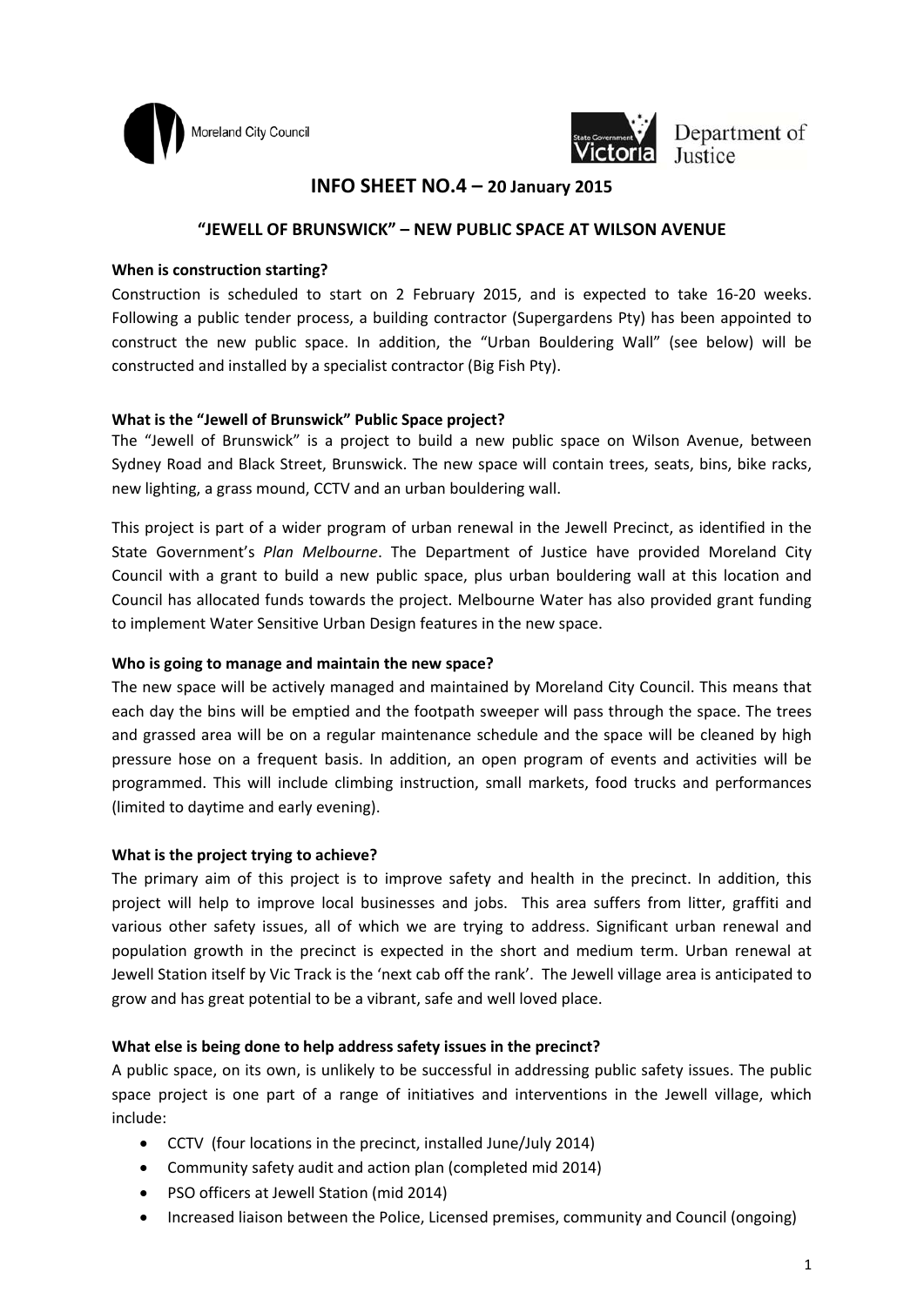Moreland City Council

Department of Justice

# INFO SHEET NO.4 – 20 January 2015

## "JEWELL OF BRUNSWICK" – NEW PUBLIC SPACE AT WILSON AVENUE

**When is construction starting?**

Construction is scheduled to start on 2 February 2015, and is expected to take 16-20 weeks. Following a public tender process, a building contractor (Supergardens Pty) has been appointed to construct the new public space. In addition, the "Urban Bouldering Wall" (see below) will be constructed and installed by a specialist contractor (Big Fish Pty).

**What is the "Jewell of Brunswick" Public Space project?**

The "Jewell of Brunswick" is a project to build a new public space on Wilson Avenue, between Sydney Road and Black Street, Brunswick. The new space will contain trees, seats, bins, bike racks, new lighting, a grass mound, CCTV and an urban bouldering wall.

This project is part of a wider program of urban renewal in the Jewell Precinct, as identified in the State Government's *Plan Melbourne*. The Department of Justice have provided Moreland City Council with a grant to build a new public space, plus urban bouldering wall at this location and Council has allocated funds towards the project. Melbourne Water has also provided grant funding to implement Water Sensitive Urban Design features in the new space.

**Who is going to manage and maintain the new space?**

The new space will be actively managed and maintained by Moreland City Council. This means that each day the bins will be emptied and the footpath sweeper will pass through the space. The trees and grassed area will be on a regular maintenance schedule and the space will be cleaned by high pressure hose on a frequent basis. In addition, an open program of events and activities will be programmed. This will include climbing instruction, small markets, food trucks and performances (limited to daytime and early evening).

**What is the project trying to achieve?**

The primary aim of this project is to improve safety and health in the precinct. In addition, this project will help to improve local businesses and jobs. This area suffers from litter, graffiti and various other safety issues, all of which we are trying to address. Significant urban renewal and population growth in the precinct is expected in the short and medium term. Urban renewal at Jewell Station itself by Vic Track is the 'next cab off the rank'. The Jewell village area is anticipated to grow and has great potential to be a vibrant, safe and well loved place.

**What else is being done to help address safety issues in the precinct?**

A public space, on its own, is unlikely to be successful in addressing public safety issues. The public space project is one part of a range of initiatives and interventions in the Jewell village, which include:

- CCTV (four locations in the precinct, installed June/July 2014)
- Community safety audit and action plan (completed mid 2014)
- PSO officers at Jewell Station (mid 2014)
- Increased liaison between the Police, Licensed premises, community and Council (ongoing)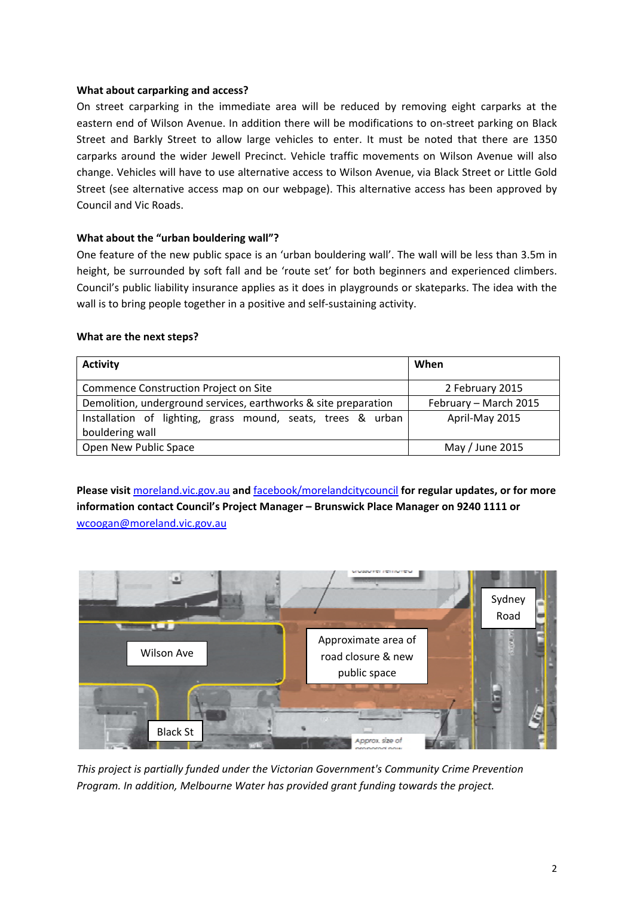**What about carparking and access?**

On street carparking in the immediate area will be reduced by removing eight carparks at the eastern end of Wilson Avenue. In addition there will be modifications to on-street parking on Black Street and Barkly Street to allow large vehicles to enter. It must be noted that there are 1350 carparks around the wider Jewell Precinct. Vehicle traffic movements on Wilson Avenue will also change. Vehicles will have to use alternative access to Wilson Avenue, via Black Street or Little Gold Street (see alternative access map on our webpage). This alternative access has been approved by Council and Vic Roads.

**What about the "urban bouldering wall"?**

One feature of the new public space is an 'urban bouldering wall'. The wall will be less than 3.5m in height, be surrounded by soft fall and be 'route set' for both beginners and experienced climbers. Council's public liability insurance applies as it does in playgrounds or skateparks. The idea with the wall is to bring people together in a positive and self-sustaining activity.

**What are the next steps?**

| Activity | When |
|---|---|
| Commence Construction Project on Site | 2 February 2015 |
| Demolition, underground services, earthworks & site preparation | February – March 2015 |
| Installation of lighting, grass mound, seats, trees & urban bouldering wall | April-May 2015 |
| Open New Public Space | May / June 2015 |

**Please visit [moreland.vic.gov.au](moreland.vic.gov.au) and [facebook/morelandcitycouncil](facebook/morelandcitycouncil) for regular updates, or for more information contact Council's Project Manager – Brunswick Place Manager on 9240 1111 or** [wcoogan@moreland.vic.gov.au](mailto:wcoogan@moreland.vic.gov.au)

Sydney Road

Wilson Ave

Approximate area of road closure & new public space

Black St

*This project is partially funded under the Victorian Government's Community Crime Prevention Program. In addition, Melbourne Water has provided grant funding towards the project.*